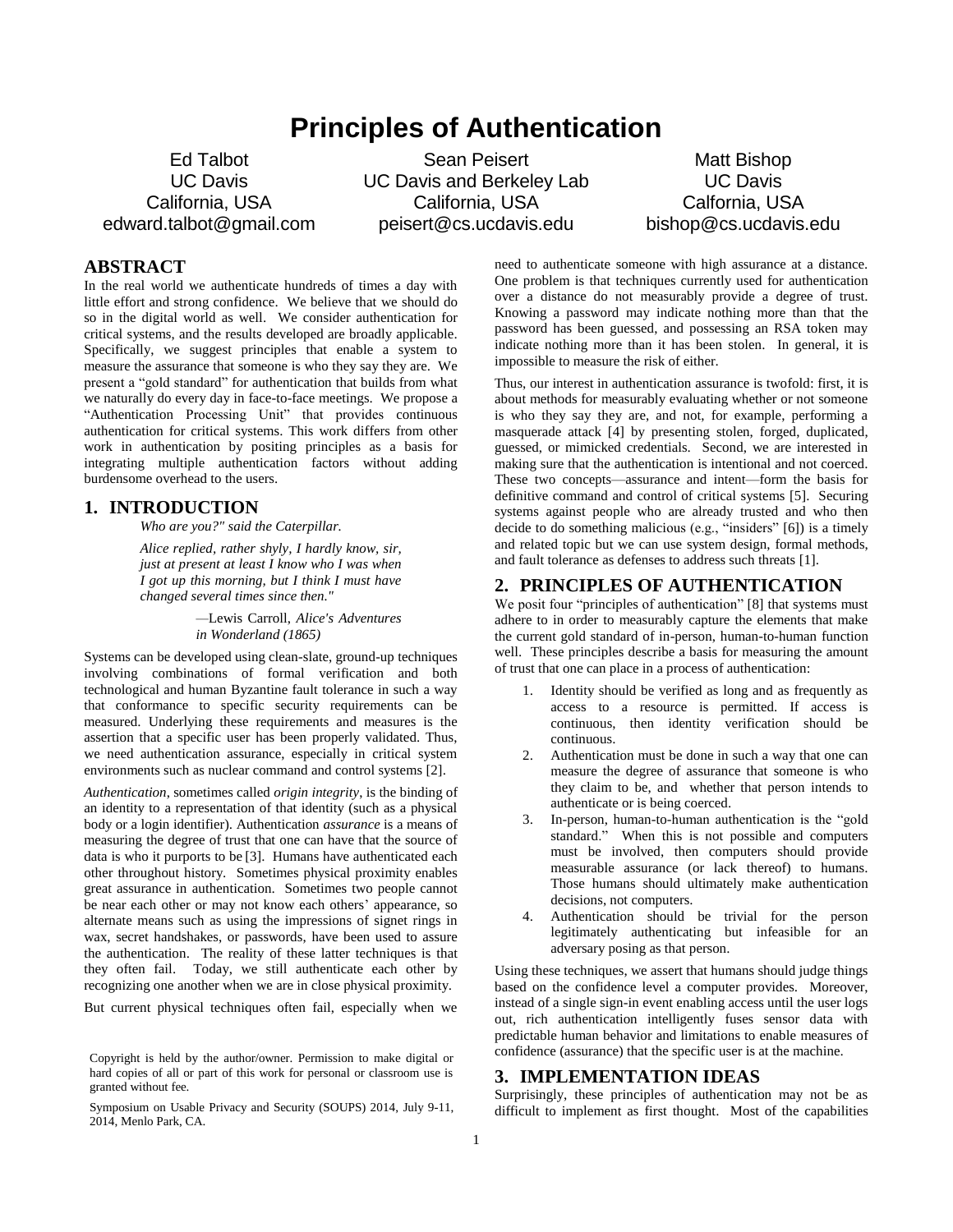# Principles of Authentication

Ed Talbot
UC Davis
California, USA
edward.talbot@gmail.com

Sean Peisert
UC Davis and Berkeley Lab
California, USA
peisert@cs.ucdavis.edu

Matt Bishop
UC Davis
Calfornia, USA
bishop@cs.ucdavis.edu

## ABSTRACT

In the real world we authenticate hundreds of times a day with little effort and strong confidence. We believe that we should do so in the digital world as well. We consider authentication for critical systems, and the results developed are broadly applicable. Specifically, we suggest principles that enable a system to measure the assurance that someone is who they say they are. We present a "gold standard" for authentication that builds from what we naturally do every day in face-to-face meetings. We propose a "Authentication Processing Unit" that provides continuous authentication for critical systems. This work differs from other work in authentication by positing principles as a basis for integrating multiple authentication factors without adding burdensome overhead to the users.

## 1. INTRODUCTION

> *Who are you?" said the Caterpillar.*
>
> *Alice replied, rather shyly, I hardly know, sir, just at present at least I know who I was when I got up this morning, but I think I must have changed several times since then."*
>
> —Lewis Carroll, *Alice's Adventures in Wonderland (1865)*

Systems can be developed using clean-slate, ground-up techniques involving combinations of formal verification and both technological and human Byzantine fault tolerance in such a way that conformance to specific security requirements can be measured. Underlying these requirements and measures is the assertion that a specific user has been properly validated. Thus, we need authentication assurance, especially in critical system environments such as nuclear command and control systems [2].

*Authentication,* sometimes called *origin integrity*, is the binding of an identity to a representation of that identity (such as a physical body or a login identifier). Authentication *assurance* is a means of measuring the degree of trust that one can have that the source of data is who it purports to be [3]. Humans have authenticated each other throughout history. Sometimes physical proximity enables great assurance in authentication. Sometimes two people cannot be near each other or may not know each others' appearance, so alternate means such as using the impressions of signet rings in wax, secret handshakes, or passwords, have been used to assure the authentication. The reality of these latter techniques is that they often fail. Today, we still authenticate each other by recognizing one another when we are in close physical proximity.

But current physical techniques often fail, especially when we need to authenticate someone with high assurance at a distance. One problem is that techniques currently used for authentication over a distance do not measurably provide a degree of trust. Knowing a password may indicate nothing more than that the password has been guessed, and possessing an RSA token may indicate nothing more than it has been stolen. In general, it is impossible to measure the risk of either.

Thus, our interest in authentication assurance is twofold: first, it is about methods for measurably evaluating whether or not someone is who they say they are, and not, for example, performing a masquerade attack [4] by presenting stolen, forged, duplicated, guessed, or mimicked credentials. Second, we are interested in making sure that the authentication is intentional and not coerced. These two concepts—assurance and intent—form the basis for definitive command and control of critical systems [5]. Securing systems against people who are already trusted and who then decide to do something malicious (e.g., "insiders" [6]) is a timely and related topic but we can use system design, formal methods, and fault tolerance as defenses to address such threats [1].

## 2. PRINCIPLES OF AUTHENTICATION

We posit four "principles of authentication" [8] that systems must adhere to in order to measurably capture the elements that make the current gold standard of in-person, human-to-human function well. These principles describe a basis for measuring the amount of trust that one can place in a process of authentication:

1. Identity should be verified as long and as frequently as access to a resource is permitted. If access is continuous, then identity verification should be continuous.
2. Authentication must be done in such a way that one can measure the degree of assurance that someone is who they claim to be, and whether that person intends to authenticate or is being coerced.
3. In-person, human-to-human authentication is the "gold standard." When this is not possible and computers must be involved, then computers should provide measurable assurance (or lack thereof) to humans. Those humans should ultimately make authentication decisions, not computers.
4. Authentication should be trivial for the person legitimately authenticating but infeasible for an adversary posing as that person.

Using these techniques, we assert that humans should judge things based on the confidence level a computer provides. Moreover, instead of a single sign-in event enabling access until the user logs out, rich authentication intelligently fuses sensor data with predictable human behavior and limitations to enable measures of confidence (assurance) that the specific user is at the machine.

## 3. IMPLEMENTATION IDEAS

Surprisingly, these principles of authentication may not be as difficult to implement as first thought. Most of the capabilities

Copyright is held by the author/owner. Permission to make digital or hard copies of all or part of this work for personal or classroom use is granted without fee.

Symposium on Usable Privacy and Security (SOUPS) 2014, July 9-11, 2014, Menlo Park, CA.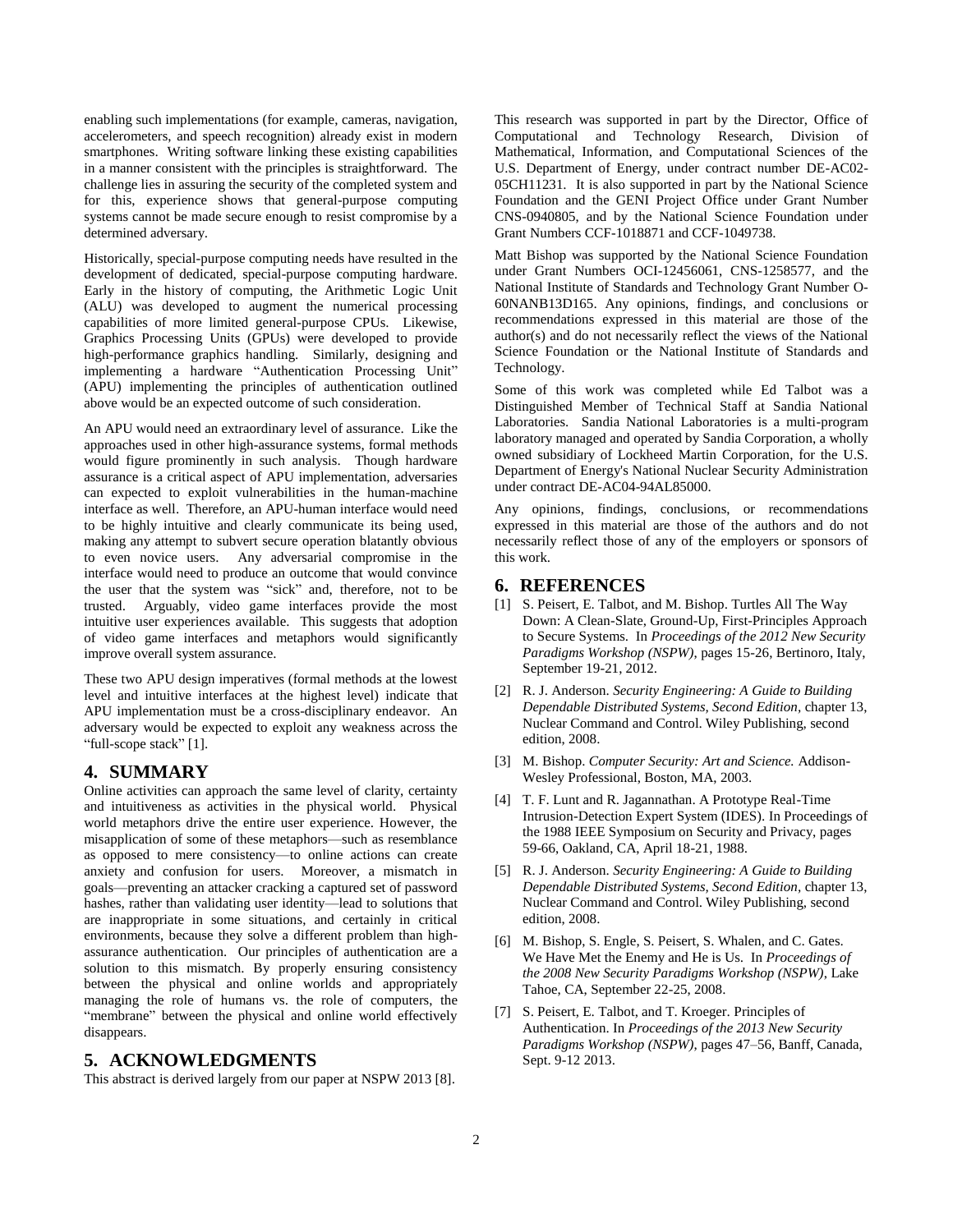enabling such implementations (for example, cameras, navigation, accelerometers, and speech recognition) already exist in modern smartphones. Writing software linking these existing capabilities in a manner consistent with the principles is straightforward. The challenge lies in assuring the security of the completed system and for this, experience shows that general-purpose computing systems cannot be made secure enough to resist compromise by a determined adversary.

Historically, special-purpose computing needs have resulted in the development of dedicated, special-purpose computing hardware. Early in the history of computing, the Arithmetic Logic Unit (ALU) was developed to augment the numerical processing capabilities of more limited general-purpose CPUs. Likewise, Graphics Processing Units (GPUs) were developed to provide high-performance graphics handling. Similarly, designing and implementing a hardware "Authentication Processing Unit" (APU) implementing the principles of authentication outlined above would be an expected outcome of such consideration.

An APU would need an extraordinary level of assurance. Like the approaches used in other high-assurance systems, formal methods would figure prominently in such analysis. Though hardware assurance is a critical aspect of APU implementation, adversaries can expected to exploit vulnerabilities in the human-machine interface as well. Therefore, an APU-human interface would need to be highly intuitive and clearly communicate its being used, making any attempt to subvert secure operation blatantly obvious to even novice users. Any adversarial compromise in the interface would need to produce an outcome that would convince the user that the system was "sick" and, therefore, not to be trusted. Arguably, video game interfaces provide the most intuitive user experiences available. This suggests that adoption of video game interfaces and metaphors would significantly improve overall system assurance.

These two APU design imperatives (formal methods at the lowest level and intuitive interfaces at the highest level) indicate that APU implementation must be a cross-disciplinary endeavor. An adversary would be expected to exploit any weakness across the "full-scope stack" [1].

## 4. SUMMARY

Online activities can approach the same level of clarity, certainty and intuitiveness as activities in the physical world. Physical world metaphors drive the entire user experience. However, the misapplication of some of these metaphors—such as resemblance as opposed to mere consistency—to online actions can create anxiety and confusion for users. Moreover, a mismatch in goals—preventing an attacker cracking a captured set of password hashes, rather than validating user identity—lead to solutions that are inappropriate in some situations, and certainly in critical environments, because they solve a different problem than high-assurance authentication. Our principles of authentication are a solution to this mismatch. By properly ensuring consistency between the physical and online worlds and appropriately managing the role of humans vs. the role of computers, the "membrane" between the physical and online world effectively disappears.

## 5. ACKNOWLEDGMENTS

This abstract is derived largely from our paper at NSPW 2013 [8].

This research was supported in part by the Director, Office of Computational and Technology Research, Division of Mathematical, Information, and Computational Sciences of the U.S. Department of Energy, under contract number DE-AC02-05CH11231. It is also supported in part by the National Science Foundation and the GENI Project Office under Grant Number CNS-0940805, and by the National Science Foundation under Grant Numbers CCF-1018871 and CCF-1049738.

Matt Bishop was supported by the National Science Foundation under Grant Numbers OCI-12456061, CNS-1258577, and the National Institute of Standards and Technology Grant Number O-60NANB13D165. Any opinions, findings, and conclusions or recommendations expressed in this material are those of the author(s) and do not necessarily reflect the views of the National Science Foundation or the National Institute of Standards and Technology.

Some of this work was completed while Ed Talbot was a Distinguished Member of Technical Staff at Sandia National Laboratories. Sandia National Laboratories is a multi-program laboratory managed and operated by Sandia Corporation, a wholly owned subsidiary of Lockheed Martin Corporation, for the U.S. Department of Energy's National Nuclear Security Administration under contract DE-AC04-94AL85000.

Any opinions, findings, conclusions, or recommendations expressed in this material are those of the authors and do not necessarily reflect those of any of the employers or sponsors of this work.

## 6. REFERENCES

[1] S. Peisert, E. Talbot, and M. Bishop. Turtles All The Way Down: A Clean-Slate, Ground-Up, First-Principles Approach to Secure Systems. In *Proceedings of the 2012 New Security Paradigms Workshop (NSPW)*, pages 15-26, Bertinoro, Italy, September 19-21, 2012.

[2] R. J. Anderson. *Security Engineering: A Guide to Building Dependable Distributed Systems, Second Edition,* chapter 13, Nuclear Command and Control. Wiley Publishing, second edition, 2008.

[3] M. Bishop. *Computer Security: Art and Science.* Addison-Wesley Professional, Boston, MA, 2003.

[4] T. F. Lunt and R. Jagannathan. A Prototype Real-Time Intrusion-Detection Expert System (IDES). In Proceedings of the 1988 IEEE Symposium on Security and Privacy, pages 59-66, Oakland, CA, April 18-21, 1988.

[5] R. J. Anderson. *Security Engineering: A Guide to Building Dependable Distributed Systems, Second Edition,* chapter 13, Nuclear Command and Control. Wiley Publishing, second edition, 2008.

[6] M. Bishop, S. Engle, S. Peisert, S. Whalen, and C. Gates. We Have Met the Enemy and He is Us. In *Proceedings of the 2008 New Security Paradigms Workshop (NSPW)*, Lake Tahoe, CA, September 22-25, 2008.

[7] S. Peisert, E. Talbot, and T. Kroeger. Principles of Authentication. In *Proceedings of the 2013 New Security Paradigms Workshop (NSPW)*, pages 47–56, Banff, Canada, Sept. 9-12 2013.